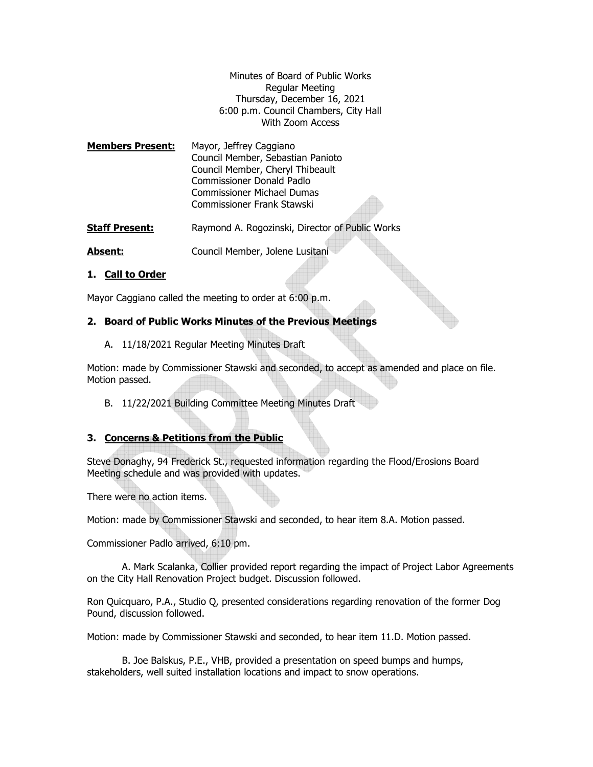Minutes of Board of Public Works
Regular Meeting
Thursday, December 16, 2021
6:00 p.m. Council Chambers, City Hall
With Zoom Access

**Members Present:** Mayor, Jeffrey Caggiano
Council Member, Sebastian Panioto
Council Member, Cheryl Thibeault
Commissioner Donald Padlo
Commissioner Michael Dumas
Commissioner Frank Stawski

**Staff Present:** Raymond A. Rogozinski, Director of Public Works

**Absent:** Council Member, Jolene Lusitani

## 1. Call to Order

Mayor Caggiano called the meeting to order at 6:00 p.m.

## 2. Board of Public Works Minutes of the Previous Meetings

A. 11/18/2021 Regular Meeting Minutes Draft

Motion: made by Commissioner Stawski and seconded, to accept as amended and place on file. Motion passed.

B. 11/22/2021 Building Committee Meeting Minutes Draft

## 3. Concerns & Petitions from the Public

Steve Donaghy, 94 Frederick St., requested information regarding the Flood/Erosions Board Meeting schedule and was provided with updates.

There were no action items.

Motion: made by Commissioner Stawski and seconded, to hear item 8.A. Motion passed.

Commissioner Padlo arrived, 6:10 pm.

A. Mark Scalanka, Collier provided report regarding the impact of Project Labor Agreements on the City Hall Renovation Project budget. Discussion followed.

Ron Quicquaro, P.A., Studio Q, presented considerations regarding renovation of the former Dog Pound, discussion followed.

Motion: made by Commissioner Stawski and seconded, to hear item 11.D. Motion passed.

B. Joe Balskus, P.E., VHB, provided a presentation on speed bumps and humps, stakeholders, well suited installation locations and impact to snow operations.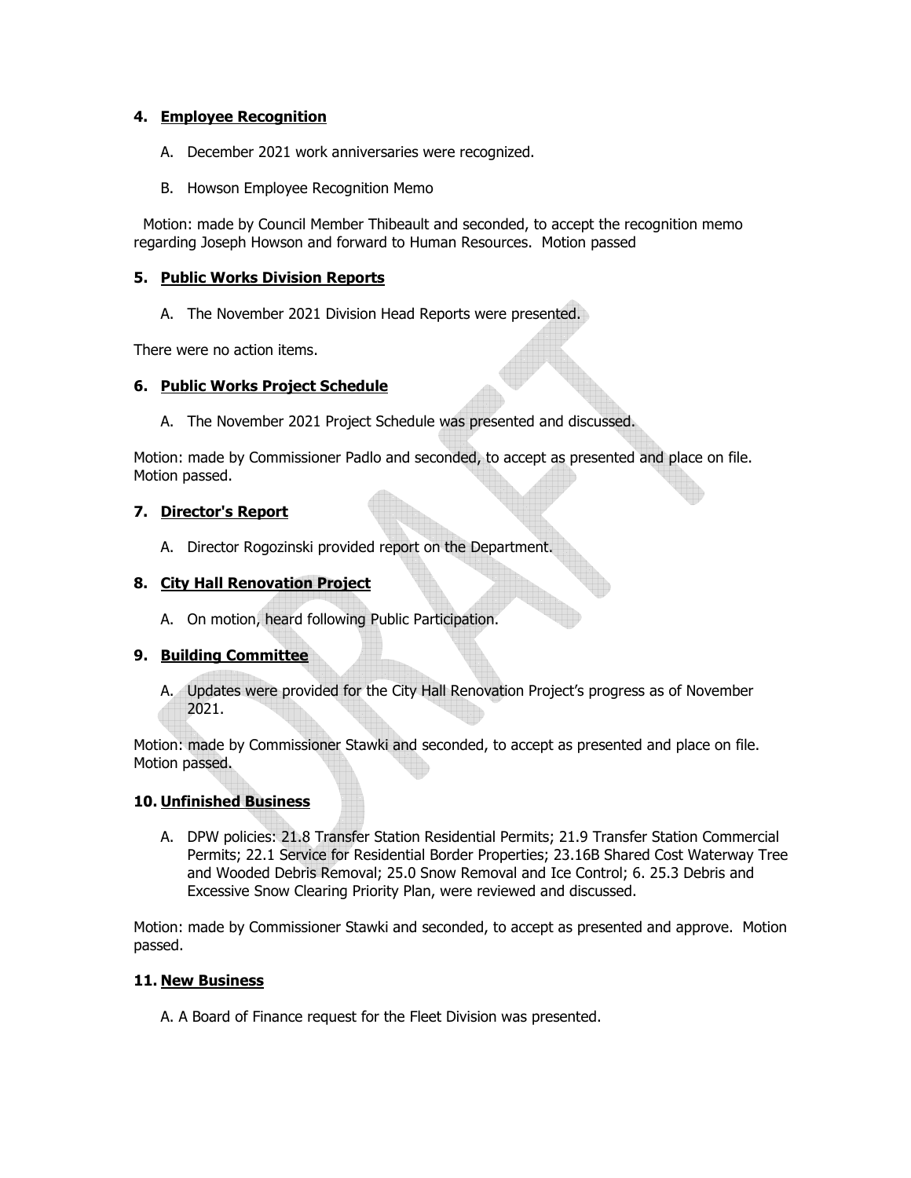### 4. Employee Recognition

A. December 2021 work anniversaries were recognized.

B. Howson Employee Recognition Memo

Motion: made by Council Member Thibeault and seconded, to accept the recognition memo regarding Joseph Howson and forward to Human Resources. Motion passed

### 5. Public Works Division Reports

A. The November 2021 Division Head Reports were presented.

There were no action items.

### 6. Public Works Project Schedule

A. The November 2021 Project Schedule was presented and discussed.

Motion: made by Commissioner Padlo and seconded, to accept as presented and place on file. Motion passed.

### 7. Director's Report

A. Director Rogozinski provided report on the Department.

### 8. City Hall Renovation Project

A. On motion, heard following Public Participation.

### 9. Building Committee

A. Updates were provided for the City Hall Renovation Project's progress as of November 2021.

Motion: made by Commissioner Stawki and seconded, to accept as presented and place on file. Motion passed.

### 10. Unfinished Business

A. DPW policies: 21.8 Transfer Station Residential Permits; 21.9 Transfer Station Commercial Permits; 22.1 Service for Residential Border Properties; 23.16B Shared Cost Waterway Tree and Wooded Debris Removal; 25.0 Snow Removal and Ice Control; 6. 25.3 Debris and Excessive Snow Clearing Priority Plan, were reviewed and discussed.

Motion: made by Commissioner Stawki and seconded, to accept as presented and approve. Motion passed.

### 11. New Business

A. A Board of Finance request for the Fleet Division was presented.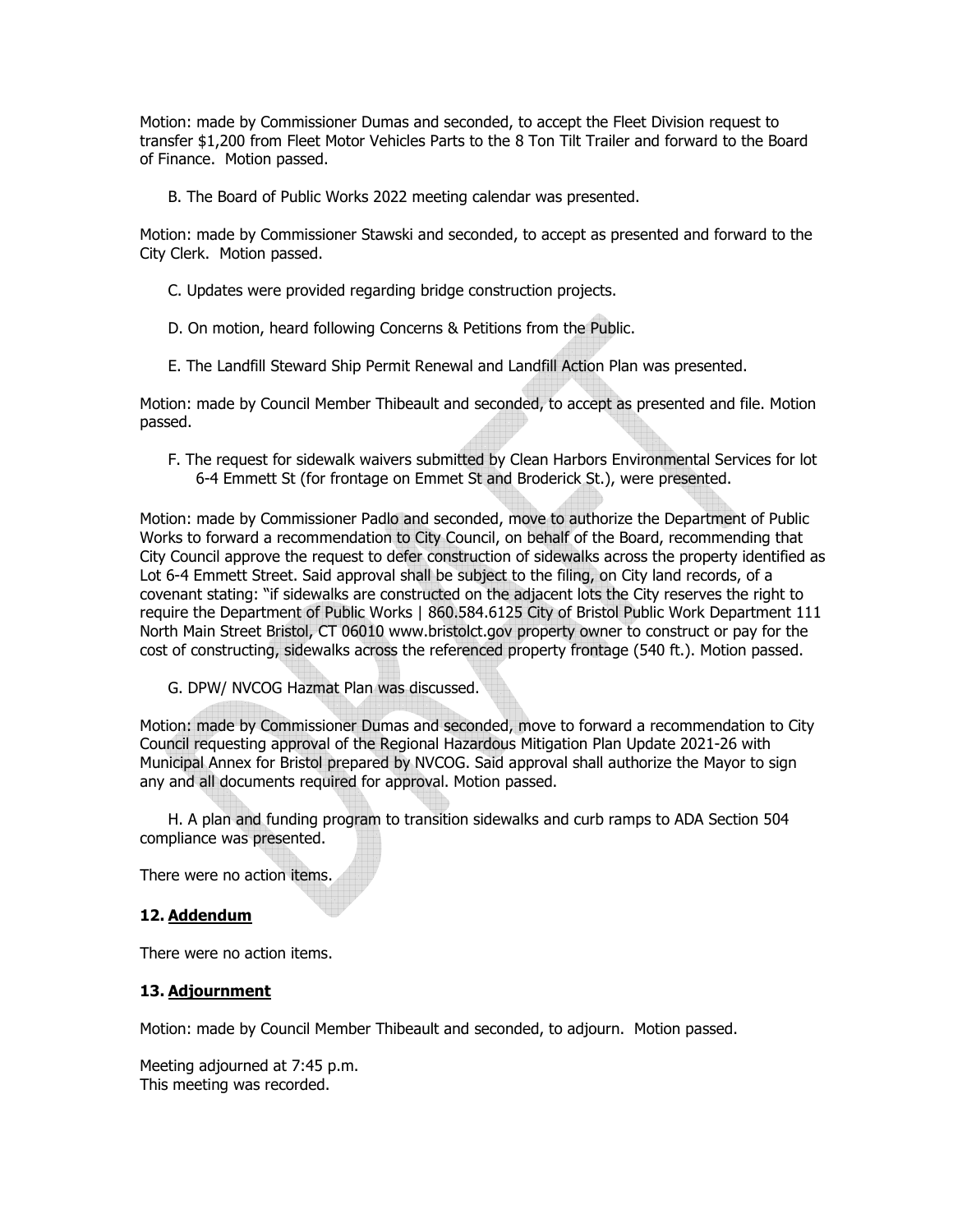Motion: made by Commissioner Dumas and seconded, to accept the Fleet Division request to transfer $1,200 from Fleet Motor Vehicles Parts to the 8 Ton Tilt Trailer and forward to the Board of Finance. Motion passed.

B. The Board of Public Works 2022 meeting calendar was presented.

Motion: made by Commissioner Stawski and seconded, to accept as presented and forward to the City Clerk. Motion passed.

C. Updates were provided regarding bridge construction projects.

D. On motion, heard following Concerns & Petitions from the Public.

E. The Landfill Steward Ship Permit Renewal and Landfill Action Plan was presented.

Motion: made by Council Member Thibeault and seconded, to accept as presented and file. Motion passed.

F. The request for sidewalk waivers submitted by Clean Harbors Environmental Services for lot 6-4 Emmett St (for frontage on Emmet St and Broderick St.), were presented.

Motion: made by Commissioner Padlo and seconded, move to authorize the Department of Public Works to forward a recommendation to City Council, on behalf of the Board, recommending that City Council approve the request to defer construction of sidewalks across the property identified as Lot 6-4 Emmett Street. Said approval shall be subject to the filing, on City land records, of a covenant stating: "if sidewalks are constructed on the adjacent lots the City reserves the right to require the Department of Public Works | 860.584.6125 City of Bristol Public Work Department 111 North Main Street Bristol, CT 06010 www.bristolct.gov property owner to construct or pay for the cost of constructing, sidewalks across the referenced property frontage (540 ft.). Motion passed.

G. DPW/ NVCOG Hazmat Plan was discussed.

Motion: made by Commissioner Dumas and seconded, move to forward a recommendation to City Council requesting approval of the Regional Hazardous Mitigation Plan Update 2021-26 with Municipal Annex for Bristol prepared by NVCOG. Said approval shall authorize the Mayor to sign any and all documents required for approval. Motion passed.

H. A plan and funding program to transition sidewalks and curb ramps to ADA Section 504 compliance was presented.

There were no action items.

### 12. Addendum

There were no action items.

### 13. Adjournment

Motion: made by Council Member Thibeault and seconded, to adjourn. Motion passed.

Meeting adjourned at 7:45 p.m.
This meeting was recorded.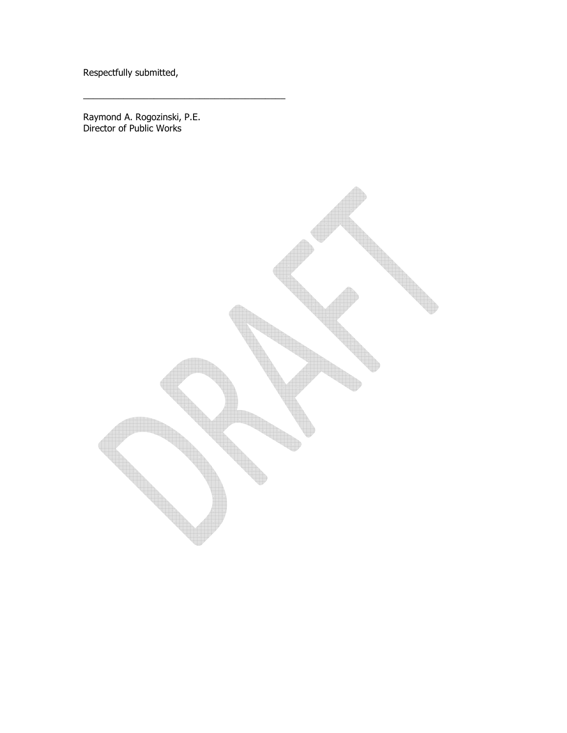Respectfully submitted,

\_\_\_\_\_\_\_\_\_\_\_\_\_\_\_\_\_\_\_\_\_\_\_\_\_\_\_\_\_\_\_\_\_\_\_\_\_\_\_\_\_\_

Raymond A. Rogozinski, P.E.
Director of Public Works

DRAFT